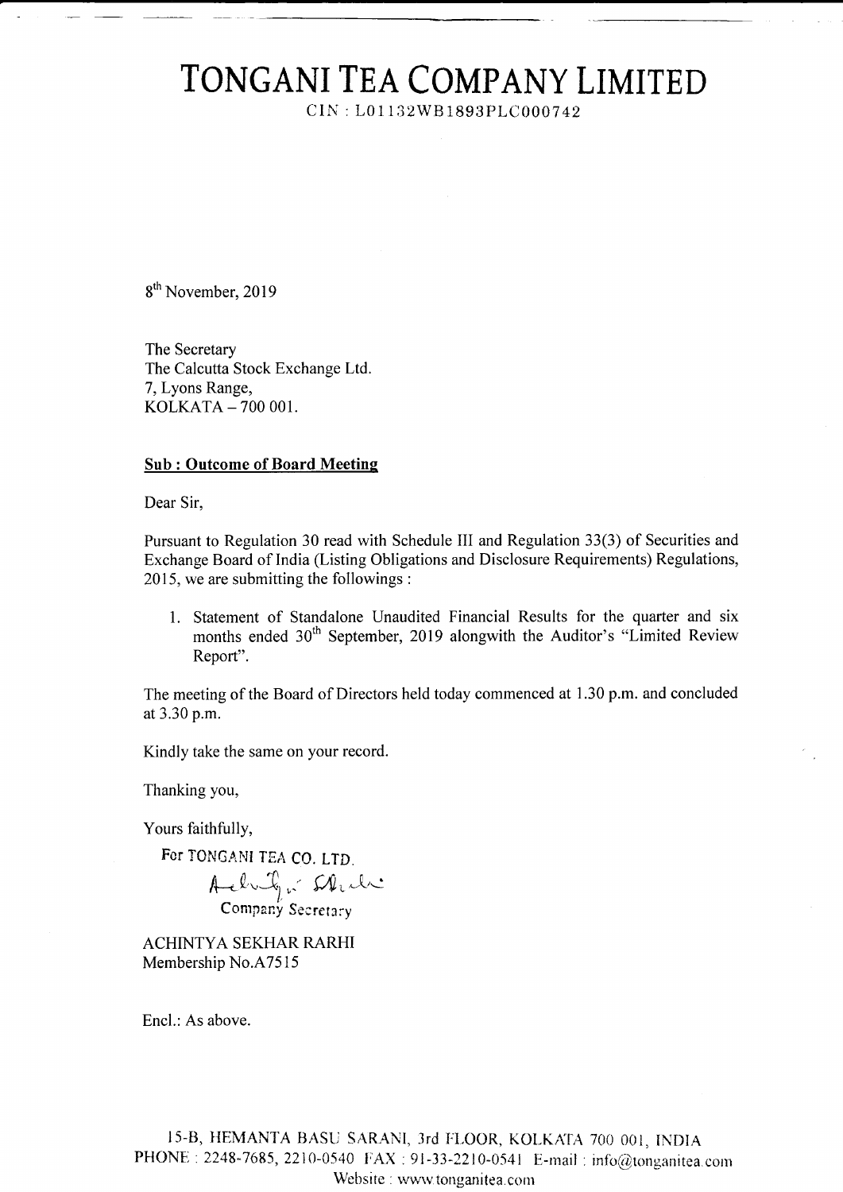# TONGANI TEA COMPANY LIMITED

CIN : L01132WB1893PLC000742

8th November, 2019

The Secretary
The Calcutta Stock Exchange Ltd.
7, Lyons Range,
KOLKATA – 700 001.

**Sub : Outcome of Board Meeting**

Dear Sir,

Pursuant to Regulation 30 read with Schedule III and Regulation 33(3) of Securities and Exchange Board of India (Listing Obligations and Disclosure Requirements) Regulations, 2015, we are submitting the followings :

1. Statement of Standalone Unaudited Financial Results for the quarter and six months ended 30th September, 2019 alongwith the Auditor's "Limited Review Report".

The meeting of the Board of Directors held today commenced at 1.30 p.m. and concluded at 3.30 p.m.

Kindly take the same on your record.

Thanking you,

Yours faithfully,

For TONGANI TEA CO. LTD.

Company Secretary

ACHINTYA SEKHAR RARHI
Membership No.A7515

Encl.: As above.

15-B, HEMANTA BASU SARANI, 3rd FLOOR, KOLKATA 700 001, INDIA
PHONE : 2248-7685, 2210-0540 FAX : 91-33-2210-0541 E-mail : info@tonganitea.com
Website : www.tonganitea.com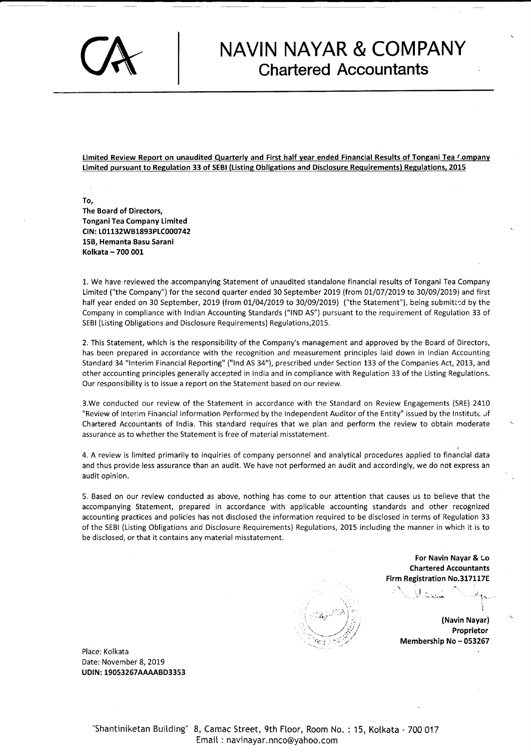# NAVIN NAYAR & COMPANY
## Chartered Accountants

**Limited Review Report on unaudited Quarterly and First half year ended Financial Results of Tongani Tea Company Limited pursuant to Regulation 33 of SEBI (Listing Obligations and Disclosure Requirements) Regulations, 2015**

**To,**
**The Board of Directors,**
**Tongani Tea Company Limited**
**CIN: L01132WB1893PLC000742**
**15B, Hemanta Basu Sarani**
**Kolkata – 700 001**

1. We have reviewed the accompanying Statement of unaudited standalone financial results of Tongani Tea Company Limited ("the Company") for the second quarter ended 30 September 2019 (from 01/07/2019 to 30/09/2019) and first half year ended on 30 September, 2019 (from 01/04/2019 to 30/09/2019) ("the Statement"), being submitted by the Company in compliance with Indian Accounting Standards ("IND AS") pursuant to the requirement of Regulation 33 of SEBI (Listing Obligations and Disclosure Requirements) Regulations,2015.

2. This Statement, which is the responsibility of the Company's management and approved by the Board of Directors, has been prepared in accordance with the recognition and measurement principles laid down in Indian Accounting Standard 34 "Interim Financial Reporting" ("Ind AS 34"), prescribed under Section 133 of the Companies Act, 2013, and other accounting principles generally accepted in India and in compliance with Regulation 33 of the Listing Regulations. Our responsibility is to issue a report on the Statement based on our review.

3.We conducted our review of the Statement in accordance with the Standard on Review Engagements (SRE) 2410 "Review of Interim Financial Information Performed by the Independent Auditor of the Entity" issued by the Institute of Chartered Accountants of India. This standard requires that we plan and perform the review to obtain moderate assurance as to whether the Statement is free of material misstatement.

4. A review is limited primarily to inquiries of company personnel and analytical procedures applied to financial data and thus provide less assurance than an audit. We have not performed an audit and accordingly, we do not express an audit opinion.

5. Based on our review conducted as above, nothing has come to our attention that causes us to believe that the accompanying Statement, prepared in accordance with applicable accounting standards and other recognized accounting practices and policies has not disclosed the information required to be disclosed in terms of Regulation 33 of the SEBI (Listing Obligations and Disclosure Requirements) Regulations, 2015 including the manner in which it is to be disclosed, or that it contains any material misstatement.

**For Navin Nayar & Co**
**Chartered Accountants**
**Firm Registration No.317117E**

**(Navin Nayar)**
**Proprietor**
**Membership No – 053267**

Place: Kolkata
Date: November 8, 2019
**UDIN: 19053267AAAABD3353**

"Shantiniketan Building" 8, Camac Street, 9th Floor, Room No. : 15, Kolkata - 700 017
Email : navinayar.nnco@yahoo.com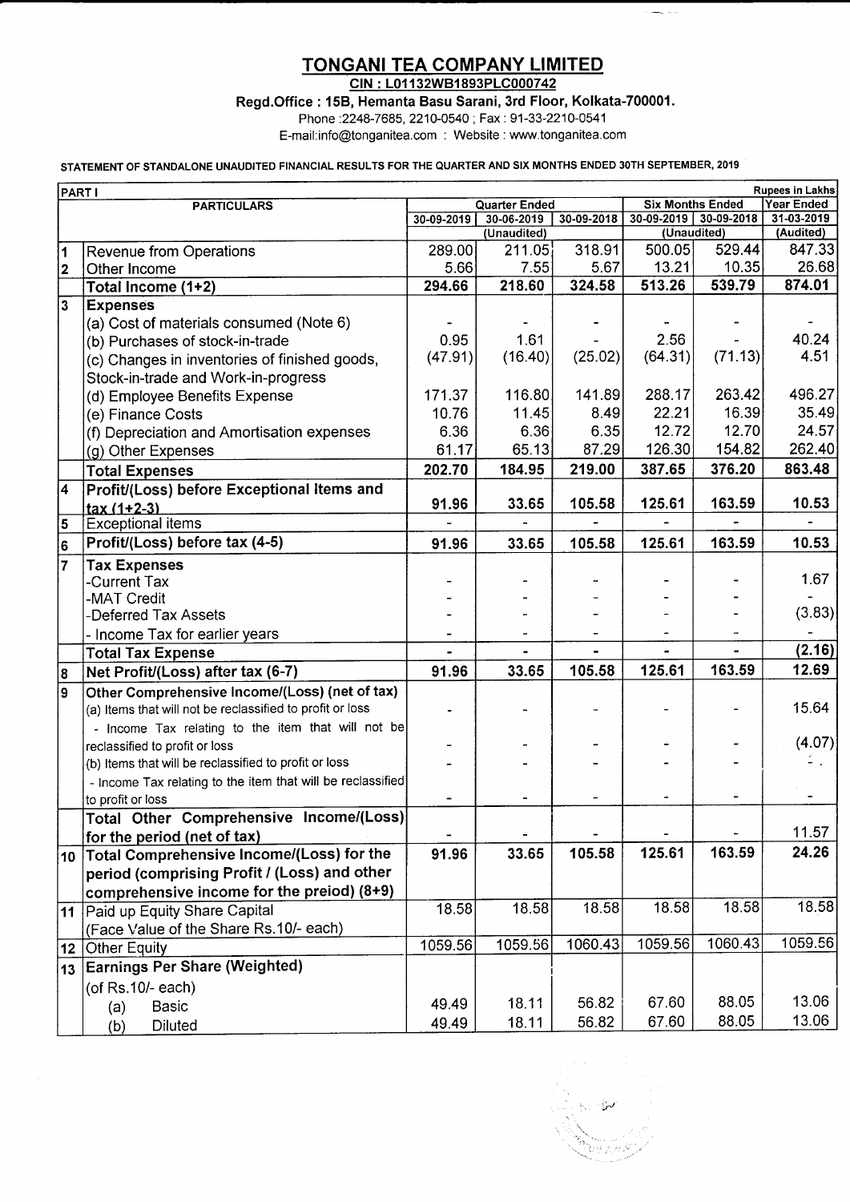# TONGANI TEA COMPANY LIMITED

**CIN : L01132WB1893PLC000742**

**Regd.Office : 15B, Hemanta Basu Sarani, 3rd Floor, Kolkata-700001.**

Phone :2248-7685, 2210-0540 ; Fax : 91-33-2210-0541

E-mail:info@tonganitea.com : Website : www.tonganitea.com

**STATEMENT OF STANDALONE UNAUDITED FINANCIAL RESULTS FOR THE QUARTER AND SIX MONTHS ENDED 30TH SEPTEMBER, 2019**

**PART I** — Rupees in Lakhs

| | PARTICULARS | Quarter Ended | | | Six Months Ended | | Year Ended |
|---|---|---|---|---|---|---|---|
| | | 30-09-2019 | 30-06-2019 | 30-09-2018 | 30-09-2019 | 30-09-2018 | 31-03-2019 |
| | | (Unaudited) | | | (Unaudited) | | (Audited) |
| 1 | Revenue from Operations | 289.00 | 211.05 | 318.91 | 500.05 | 529.44 | 847.33 |
| 2 | Other Income | 5.66 | 7.55 | 5.67 | 13.21 | 10.35 | 26.68 |
| | **Total Income (1+2)** | **294.66** | **218.60** | **324.58** | **513.26** | **539.79** | **874.01** |
| 3 | **Expenses** | | | | | | |
| | (a) Cost of materials consumed (Note 6) | - | - | - | - | - | - |
| | (b) Purchases of stock-in-trade | 0.95 | 1.61 | - | 2.56 | - | 40.24 |
| | (c) Changes in inventories of finished goods, Stock-in-trade and Work-in-progress | (47.91) | (16.40) | (25.02) | (64.31) | (71.13) | 4.51 |
| | (d) Employee Benefits Expense | 171.37 | 116.80 | 141.89 | 288.17 | 263.42 | 496.27 |
| | (e) Finance Costs | 10.76 | 11.45 | 8.49 | 22.21 | 16.39 | 35.49 |
| | (f) Depreciation and Amortisation expenses | 6.36 | 6.36 | 6.35 | 12.72 | 12.70 | 24.57 |
| | (g) Other Expenses | 61.17 | 65.13 | 87.29 | 126.30 | 154.82 | 262.40 |
| | **Total Expenses** | **202.70** | **184.95** | **219.00** | **387.65** | **376.20** | **863.48** |
| 4 | **Profit/(Loss) before Exceptional Items and tax (1+2-3)** | **91.96** | **33.65** | **105.58** | **125.61** | **163.59** | **10.53** |
| 5 | Exceptional items | - | - | - | - | - | - |
| 6 | **Profit/(Loss) before tax (4-5)** | **91.96** | **33.65** | **105.58** | **125.61** | **163.59** | **10.53** |
| 7 | **Tax Expenses** | | | | | | |
| | -Current Tax | - | - | - | - | - | 1.67 |
| | -MAT Credit | - | - | - | - | - | - |
| | -Deferred Tax Assets | - | - | - | - | - | (3.83) |
| | - Income Tax for earlier years | - | - | - | - | - | - |
| | **Total Tax Expense** | **-** | **-** | **-** | **-** | **-** | **(2.16)** |
| 8 | **Net Profit/(Loss) after tax (6-7)** | **91.96** | **33.65** | **105.58** | **125.61** | **163.59** | **12.69** |
| 9 | **Other Comprehensive Income/(Loss) (net of tax)** | | | | | | |
| | (a) Items that will not be reclassified to profit or loss | - | - | - | - | - | 15.64 |
| | - Income Tax relating to the item that will not be reclassified to profit or loss | - | - | - | - | - | (4.07) |
| | (b) Items that will be reclassified to profit or loss | - | - | - | - | - | - |
| | - Income Tax relating to the item that will be reclassified to profit or loss | - | - | - | - | - | - |
| | **Total Other Comprehensive Income/(Loss) for the period (net of tax)** | - | - | - | - | - | 11.57 |
| 10 | **Total Comprehensive Income/(Loss) for the period (comprising Profit / (Loss) and other comprehensive income for the preiod) (8+9)** | **91.96** | **33.65** | **105.58** | **125.61** | **163.59** | **24.26** |
| 11 | Paid up Equity Share Capital (Face Value of the Share Rs.10/- each) | 18.58 | 18.58 | 18.58 | 18.58 | 18.58 | 18.58 |
| 12 | Other Equity | 1059.56 | 1059.56 | 1060.43 | 1059.56 | 1060.43 | 1059.56 |
| 13 | **Earnings Per Share (Weighted)** | | | | | | |
| | (of Rs.10/- each) | | | | | | |
| | (a) Basic | 49.49 | 18.11 | 56.82 | 67.60 | 88.05 | 13.06 |
| | (b) Diluted | 49.49 | 18.11 | 56.82 | 67.60 | 88.05 | 13.06 |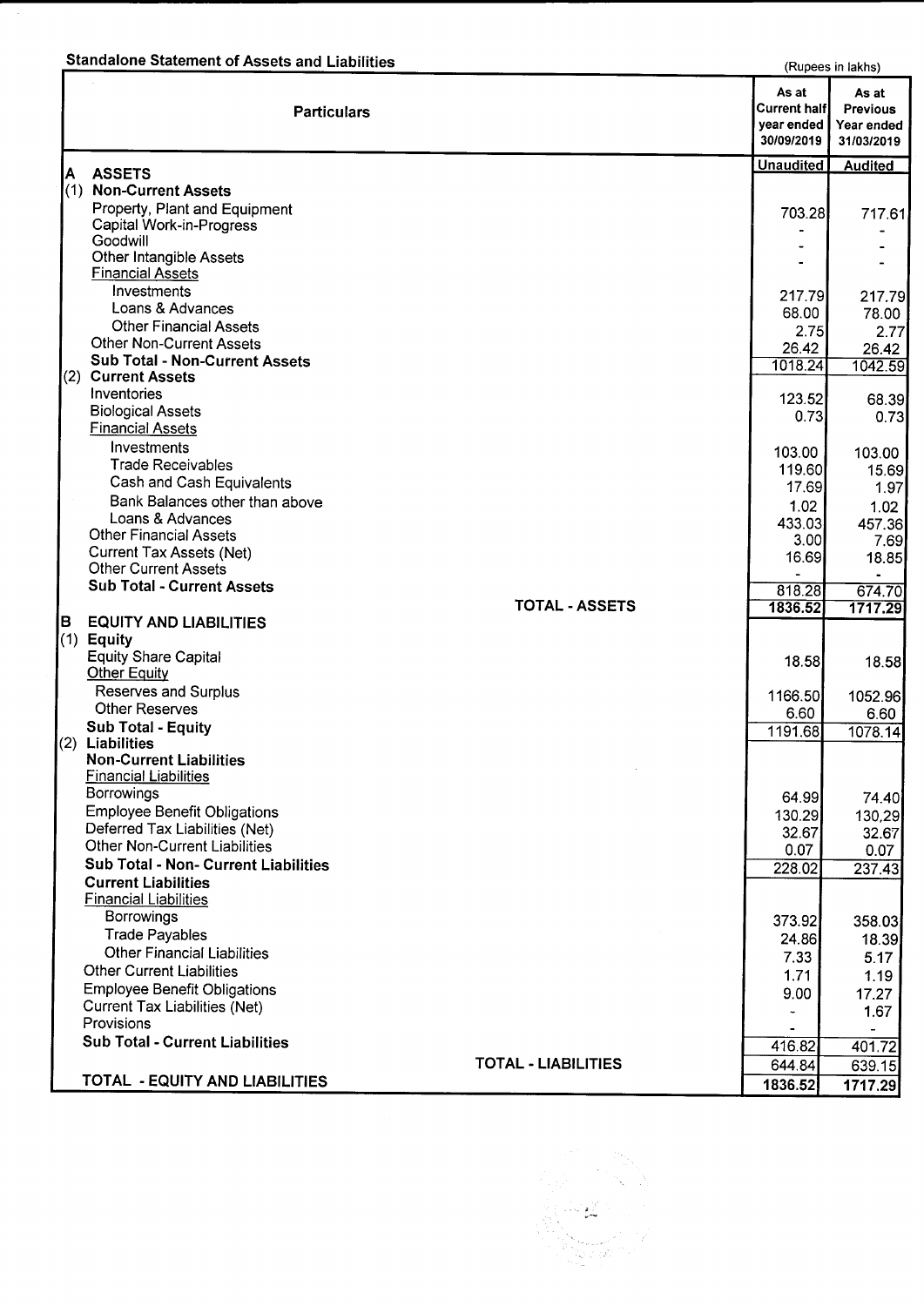## Standalone Statement of Assets and Liabilities

(Rupees in lakhs)

| Particulars | As at Current half year ended 30/09/2019 | As at Previous Year ended 31/03/2019 |
|---|---|---|
| | Unaudited | Audited |
| **A ASSETS** | | |
| **(1) Non-Current Assets** | | |
| Property, Plant and Equipment | 703.28 | 717.61 |
| Capital Work-in-Progress | - | - |
| Goodwill | - | - |
| Other Intangible Assets | - | - |
| Financial Assets | | |
| Investments | 217.79 | 217.79 |
| Loans & Advances | 68.00 | 78.00 |
| Other Financial Assets | 2.75 | 2.77 |
| Other Non-Current Assets | 26.42 | 26.42 |
| **Sub Total - Non-Current Assets** | 1018.24 | 1042.59 |
| **(2) Current Assets** | | |
| Inventories | 123.52 | 68.39 |
| Biological Assets | 0.73 | 0.73 |
| Financial Assets | | |
| Investments | 103.00 | 103.00 |
| Trade Receivables | 119.60 | 15.69 |
| Cash and Cash Equivalents | 17.69 | 1.97 |
| Bank Balances other than above | 1.02 | 1.02 |
| Loans & Advances | 433.03 | 457.36 |
| Other Financial Assets | 3.00 | 7.69 |
| Current Tax Assets (Net) | 16.69 | 18.85 |
| Other Current Assets | - | - |
| **Sub Total - Current Assets** | 818.28 | 674.70 |
| **TOTAL - ASSETS** | **1836.52** | **1717.29** |
| **B EQUITY AND LIABILITIES** | | |
| **(1) Equity** | | |
| Equity Share Capital | 18.58 | 18.58 |
| Other Equity | | |
| Reserves and Surplus | 1166.50 | 1052.96 |
| Other Reserves | 6.60 | 6.60 |
| **Sub Total - Equity** | 1191.68 | 1078.14 |
| **(2) Liabilities** | | |
| **Non-Current Liabilities** | | |
| Financial Liabilities | | |
| Borrowings | 64.99 | 74.40 |
| Employee Benefit Obligations | 130.29 | 130,29 |
| Deferred Tax Liabilities (Net) | 32.67 | 32.67 |
| Other Non-Current Liabilities | 0.07 | 0.07 |
| **Sub Total - Non- Current Liabilities** | 228.02 | 237.43 |
| **Current Liabilities** | | |
| Financial Liabilities | | |
| Borrowings | 373.92 | 358.03 |
| Trade Payables | 24.86 | 18.39 |
| Other Financial Liabilities | 7.33 | 5.17 |
| Other Current Liabilities | 1.71 | 1.19 |
| Employee Benefit Obligations | 9.00 | 17.27 |
| Current Tax Liabilities (Net) | - | 1.67 |
| Provisions | - | - |
| **Sub Total - Current Liabilities** | 416.82 | 401.72 |
| **TOTAL - LIABILITIES** | 644.84 | 639.15 |
| **TOTAL - EQUITY AND LIABILITIES** | **1836.52** | **1717.29** |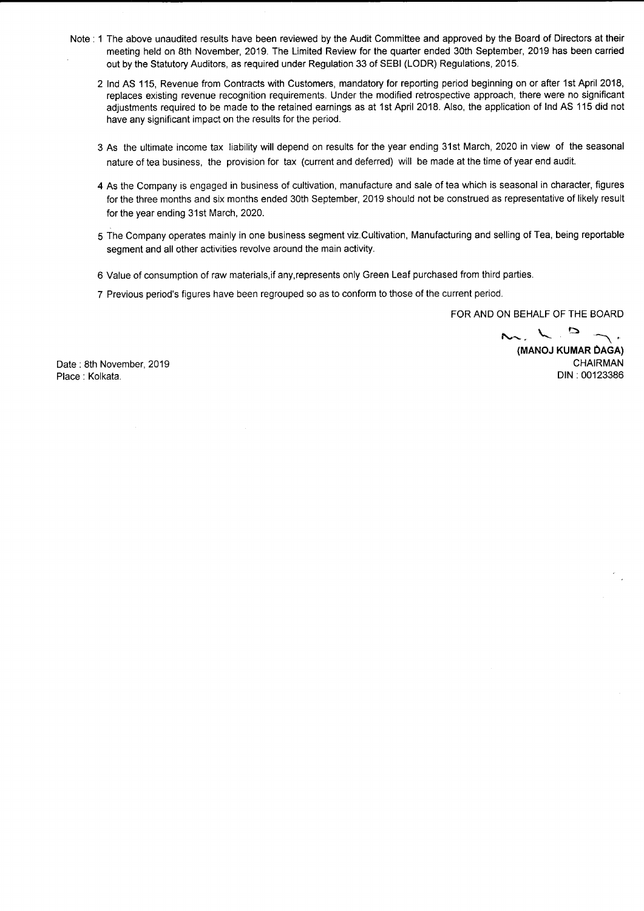Note : 1 The above unaudited results have been reviewed by the Audit Committee and approved by the Board of Directors at their meeting held on 8th November, 2019. The Limited Review for the quarter ended 30th September, 2019 has been carried out by the Statutory Auditors, as required under Regulation 33 of SEBI (LODR) Regulations, 2015.

2 Ind AS 115, Revenue from Contracts with Customers, mandatory for reporting period beginning on or after 1st April 2018, replaces existing revenue recognition requirements. Under the modified retrospective approach, there were no significant adjustments required to be made to the retained earnings as at 1st April 2018. Also, the application of Ind AS 115 did not have any significant impact on the results for the period.

3 As the ultimate income tax liability will depend on results for the year ending 31st March, 2020 in view of the seasonal nature of tea business, the provision for tax (current and deferred) will be made at the time of year end audit.

4 As the Company is engaged in business of cultivation, manufacture and sale of tea which is seasonal in character, figures for the three months and six months ended 30th September, 2019 should not be construed as representative of likely result for the year ending 31st March, 2020.

5 The Company operates mainly in one business segment viz.Cultivation, Manufacturing and selling of Tea, being reportable segment and all other activities revolve around the main activity.

6 Value of consumption of raw materials,if any,represents only Green Leaf purchased from third parties.

7 Previous period's figures have been regrouped so as to conform to those of the current period.

FOR AND ON BEHALF OF THE BOARD

**(MANOJ KUMAR DAGA)**
CHAIRMAN
DIN : 00123386

Date : 8th November, 2019
Place : Kolkata.